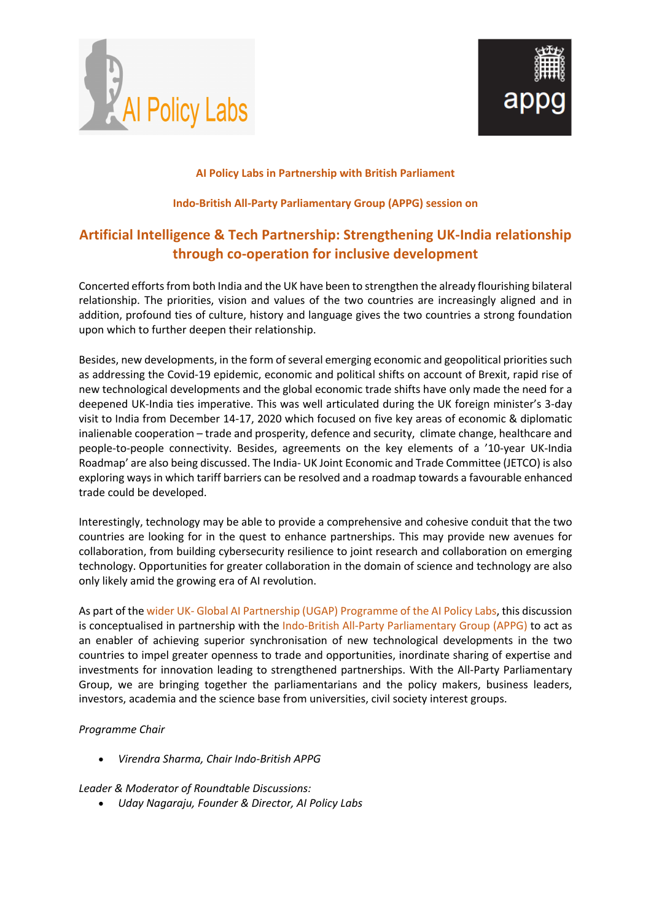**AI Policy Labs in Partnership with British Parliament**

**Indo-British All-Party Parliamentary Group (APPG) session on**

# Artificial Intelligence & Tech Partnership: Strengthening UK-India relationship through co-operation for inclusive development

Concerted efforts from both India and the UK have been to strengthen the already flourishing bilateral relationship. The priorities, vision and values of the two countries are increasingly aligned and in addition, profound ties of culture, history and language gives the two countries a strong foundation upon which to further deepen their relationship.

Besides, new developments, in the form of several emerging economic and geopolitical priorities such as addressing the Covid-19 epidemic, economic and political shifts on account of Brexit, rapid rise of new technological developments and the global economic trade shifts have only made the need for a deepened UK-India ties imperative. This was well articulated during the UK foreign minister's 3-day visit to India from December 14-17, 2020 which focused on five key areas of economic & diplomatic inalienable cooperation – trade and prosperity, defence and security, climate change, healthcare and people-to-people connectivity. Besides, agreements on the key elements of a '10-year UK-India Roadmap' are also being discussed. The India- UK Joint Economic and Trade Committee (JETCO) is also exploring ways in which tariff barriers can be resolved and a roadmap towards a favourable enhanced trade could be developed.

Interestingly, technology may be able to provide a comprehensive and cohesive conduit that the two countries are looking for in the quest to enhance partnerships. This may provide new avenues for collaboration, from building cybersecurity resilience to joint research and collaboration on emerging technology. Opportunities for greater collaboration in the domain of science and technology are also only likely amid the growing era of AI revolution.

As part of the wider UK- Global AI Partnership (UGAP) Programme of the AI Policy Labs, this discussion is conceptualised in partnership with the Indo-British All-Party Parliamentary Group (APPG) to act as an enabler of achieving superior synchronisation of new technological developments in the two countries to impel greater openness to trade and opportunities, inordinate sharing of expertise and investments for innovation leading to strengthened partnerships. With the All-Party Parliamentary Group, we are bringing together the parliamentarians and the policy makers, business leaders, investors, academia and the science base from universities, civil society interest groups.

*Programme Chair*

- *Virendra Sharma, Chair Indo-British APPG*

*Leader & Moderator of Roundtable Discussions:*

- *Uday Nagaraju, Founder & Director, AI Policy Labs*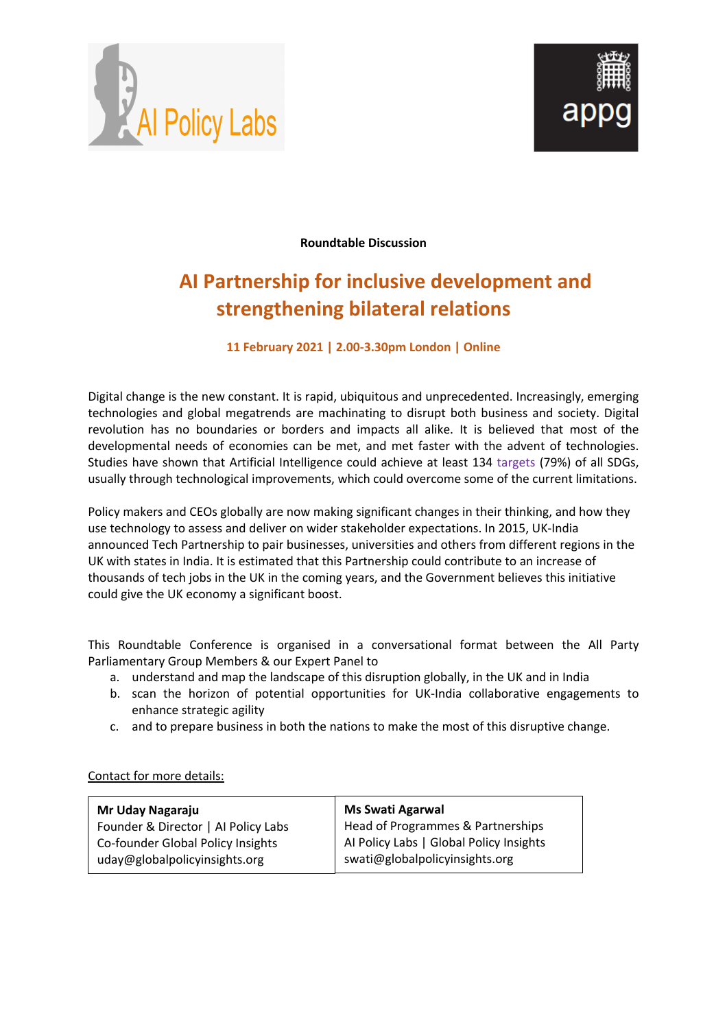AI Policy Labs

appg

**Roundtable Discussion**

# AI Partnership for inclusive development and strengthening bilateral relations

**11 February 2021 | 2.00-3.30pm London | Online**

Digital change is the new constant. It is rapid, ubiquitous and unprecedented. Increasingly, emerging technologies and global megatrends are machinating to disrupt both business and society. Digital revolution has no boundaries or borders and impacts all alike. It is believed that most of the developmental needs of economies can be met, and met faster with the advent of technologies. Studies have shown that Artificial Intelligence could achieve at least 134 targets (79%) of all SDGs, usually through technological improvements, which could overcome some of the current limitations.

Policy makers and CEOs globally are now making significant changes in their thinking, and how they use technology to assess and deliver on wider stakeholder expectations. In 2015, UK-India announced Tech Partnership to pair businesses, universities and others from different regions in the UK with states in India. It is estimated that this Partnership could contribute to an increase of thousands of tech jobs in the UK in the coming years, and the Government believes this initiative could give the UK economy a significant boost.

This Roundtable Conference is organised in a conversational format between the All Party Parliamentary Group Members & our Expert Panel to

a. understand and map the landscape of this disruption globally, in the UK and in India
b. scan the horizon of potential opportunities for UK-India collaborative engagements to enhance strategic agility
c. and to prepare business in both the nations to make the most of this disruptive change.

Contact for more details:

| | |
|---|---|
| **Mr Uday Nagaraju**<br>Founder & Director \| AI Policy Labs<br>Co-founder Global Policy Insights<br>uday@globalpolicyinsights.org | **Ms Swati Agarwal**<br>Head of Programmes & Partnerships<br>AI Policy Labs \| Global Policy Insights<br>swati@globalpolicyinsights.org |